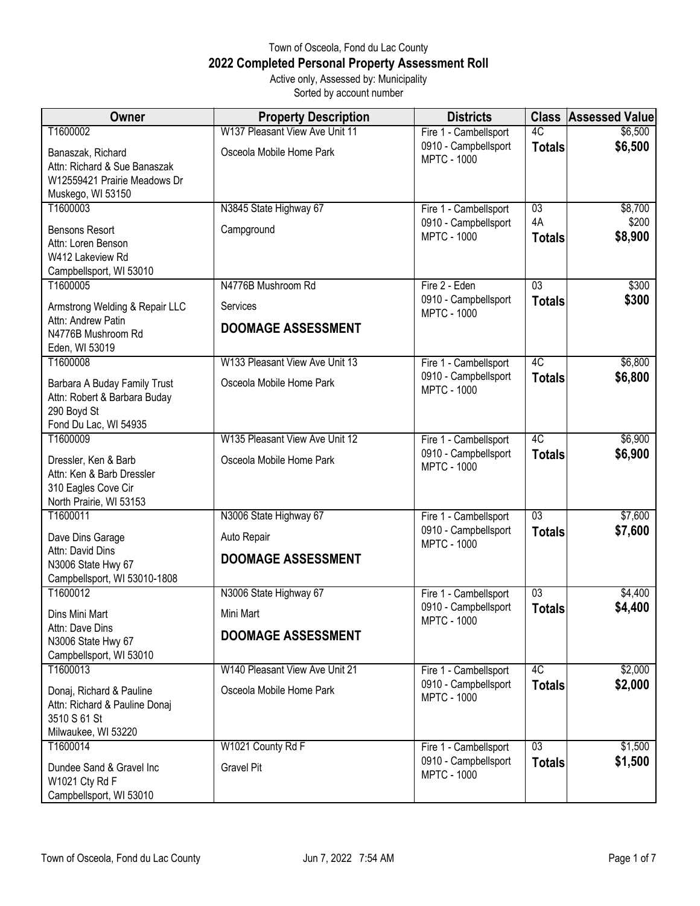# Town of Osceola, Fond du Lac County

## 2022 Completed Personal Property Assessment Roll

Active only, Assessed by: Municipality
Sorted by account number

| Owner | Property Description | Districts | Class | Assessed Value |
|---|---|---|---|---|
| T1600002<br>Banaszak, Richard<br>Attn: Richard & Sue Banaszak<br>W12559421 Prairie Meadows Dr<br>Muskego, WI 53150 | W137 Pleasant View Ave Unit 11<br>Osceola Mobile Home Park | Fire 1 - Cambellsport<br>0910 - Campbellsport<br>MPTC - 1000 | 4C<br>**Totals** | $6,500<br>**$6,500** |
| T1600003<br>Bensons Resort<br>Attn: Loren Benson<br>W412 Lakeview Rd<br>Campbellsport, WI 53010 | N3845 State Highway 67<br>Campground | Fire 1 - Cambellsport<br>0910 - Campbellsport<br>MPTC - 1000 | 03<br>4A<br>**Totals** | $8,700<br>$200<br>**$8,900** |
| T1600005<br>Armstrong Welding & Repair LLC<br>Attn: Andrew Patin<br>N4776B Mushroom Rd<br>Eden, WI 53019 | N4776B Mushroom Rd<br>Services<br>**DOOMAGE ASSESSMENT** | Fire 2 - Eden<br>0910 - Campbellsport<br>MPTC - 1000 | 03<br>**Totals** | $300<br>**$300** |
| T1600008<br>Barbara A Buday Family Trust<br>Attn: Robert & Barbara Buday<br>290 Boyd St<br>Fond Du Lac, WI 54935 | W133 Pleasant View Ave Unit 13<br>Osceola Mobile Home Park | Fire 1 - Cambellsport<br>0910 - Campbellsport<br>MPTC - 1000 | 4C<br>**Totals** | $6,800<br>**$6,800** |
| T1600009<br>Dressler, Ken & Barb<br>Attn: Ken & Barb Dressler<br>310 Eagles Cove Cir<br>North Prairie, WI 53153 | W135 Pleasant View Ave Unit 12<br>Osceola Mobile Home Park | Fire 1 - Cambellsport<br>0910 - Campbellsport<br>MPTC - 1000 | 4C<br>**Totals** | $6,900<br>**$6,900** |
| T1600011<br>Dave Dins Garage<br>Attn: David Dins<br>N3006 State Hwy 67<br>Campbellsport, WI 53010-1808 | N3006 State Highway 67<br>Auto Repair<br>**DOOMAGE ASSESSMENT** | Fire 1 - Cambellsport<br>0910 - Campbellsport<br>MPTC - 1000 | 03<br>**Totals** | $7,600<br>**$7,600** |
| T1600012<br>Dins Mini Mart<br>Attn: Dave Dins<br>N3006 State Hwy 67<br>Campbellsport, WI 53010 | N3006 State Highway 67<br>Mini Mart<br>**DOOMAGE ASSESSMENT** | Fire 1 - Cambellsport<br>0910 - Campbellsport<br>MPTC - 1000 | 03<br>**Totals** | $4,400<br>**$4,400** |
| T1600013<br>Donaj, Richard & Pauline<br>Attn: Richard & Pauline Donaj<br>3510 S 61 St<br>Milwaukee, WI 53220 | W140 Pleasant View Ave Unit 21<br>Osceola Mobile Home Park | Fire 1 - Cambellsport<br>0910 - Campbellsport<br>MPTC - 1000 | 4C<br>**Totals** | $2,000<br>**$2,000** |
| T1600014<br>Dundee Sand & Gravel Inc<br>W1021 Cty Rd F<br>Campbellsport, WI 53010 | W1021 County Rd F<br>Gravel Pit | Fire 1 - Cambellsport<br>0910 - Campbellsport<br>MPTC - 1000 | 03<br>**Totals** | $1,500<br>**$1,500** |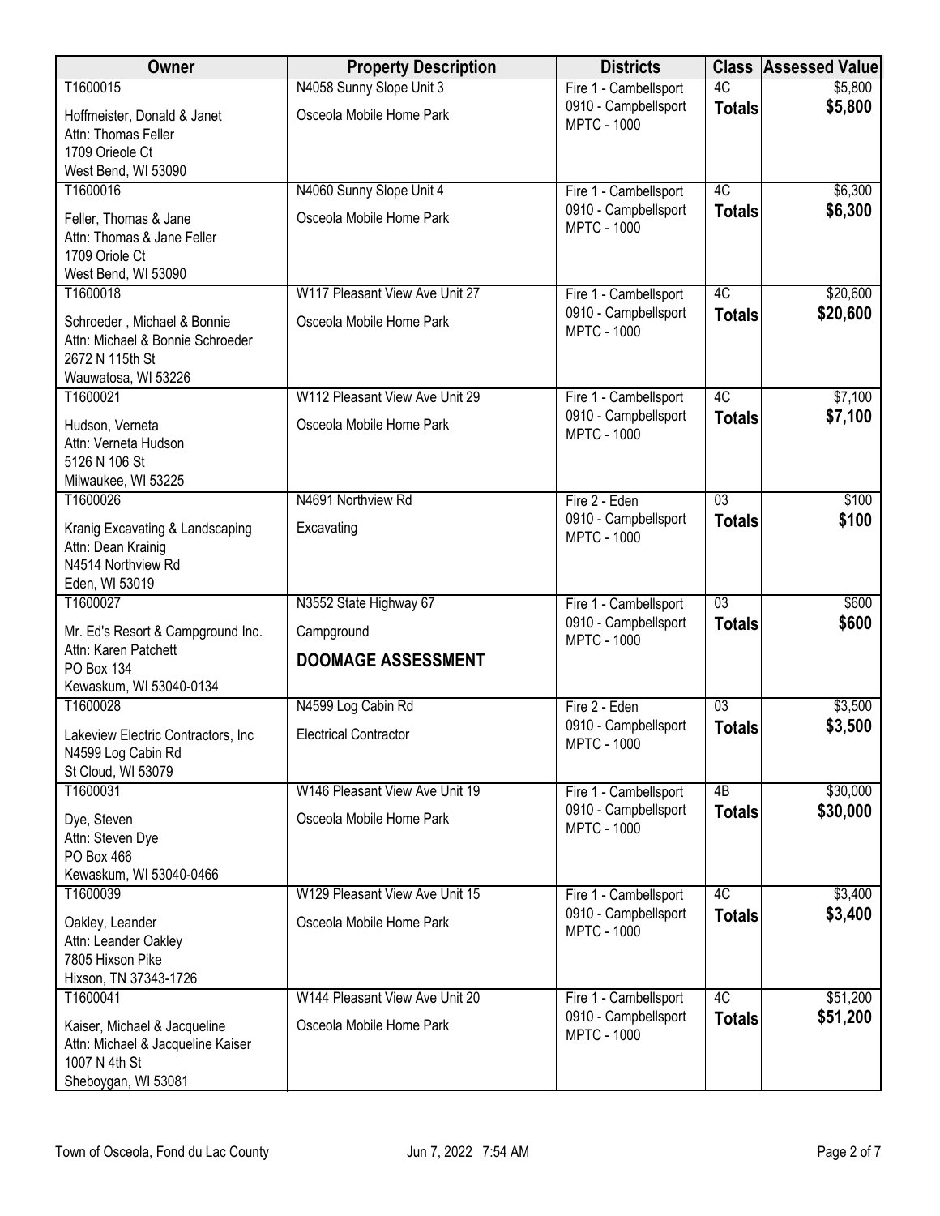| Owner | Property Description | Districts | Class | Assessed Value |
|---|---|---|---|---|
| T1600015<br>Hoffmeister, Donald & Janet<br>Attn: Thomas Feller<br>1709 Orieole Ct<br>West Bend, WI 53090 | N4058 Sunny Slope Unit 3<br>Osceola Mobile Home Park | Fire 1 - Cambellsport<br>0910 - Campbellsport<br>MPTC - 1000 | 4C<br>**Totals** | $5,800<br>**$5,800** |
| T1600016<br>Feller, Thomas & Jane<br>Attn: Thomas & Jane Feller<br>1709 Oriole Ct<br>West Bend, WI 53090 | N4060 Sunny Slope Unit 4<br>Osceola Mobile Home Park | Fire 1 - Cambellsport<br>0910 - Campbellsport<br>MPTC - 1000 | 4C<br>**Totals** | $6,300<br>**$6,300** |
| T1600018<br>Schroeder , Michael & Bonnie<br>Attn: Michael & Bonnie Schroeder<br>2672 N 115th St<br>Wauwatosa, WI 53226 | W117 Pleasant View Ave Unit 27<br>Osceola Mobile Home Park | Fire 1 - Cambellsport<br>0910 - Campbellsport<br>MPTC - 1000 | 4C<br>**Totals** | $20,600<br>**$20,600** |
| T1600021<br>Hudson, Verneta<br>Attn: Verneta Hudson<br>5126 N 106 St<br>Milwaukee, WI 53225 | W112 Pleasant View Ave Unit 29<br>Osceola Mobile Home Park | Fire 1 - Cambellsport<br>0910 - Campbellsport<br>MPTC - 1000 | 4C<br>**Totals** | $7,100<br>**$7,100** |
| T1600026<br>Kranig Excavating & Landscaping<br>Attn: Dean Krainig<br>N4514 Northview Rd<br>Eden, WI 53019 | N4691 Northview Rd<br>Excavating | Fire 2 - Eden<br>0910 - Campbellsport<br>MPTC - 1000 | 03<br>**Totals** | $100<br>**$100** |
| T1600027<br>Mr. Ed's Resort & Campground Inc.<br>Attn: Karen Patchett<br>PO Box 134<br>Kewaskum, WI 53040-0134 | N3552 State Highway 67<br>Campground<br>**DOOMAGE ASSESSMENT** | Fire 1 - Cambellsport<br>0910 - Campbellsport<br>MPTC - 1000 | 03<br>**Totals** | $600<br>**$600** |
| T1600028<br>Lakeview Electric Contractors, Inc<br>N4599 Log Cabin Rd<br>St Cloud, WI 53079 | N4599 Log Cabin Rd<br>Electrical Contractor | Fire 2 - Eden<br>0910 - Campbellsport<br>MPTC - 1000 | 03<br>**Totals** | $3,500<br>**$3,500** |
| T1600031<br>Dye, Steven<br>Attn: Steven Dye<br>PO Box 466<br>Kewaskum, WI 53040-0466 | W146 Pleasant View Ave Unit 19<br>Osceola Mobile Home Park | Fire 1 - Cambellsport<br>0910 - Campbellsport<br>MPTC - 1000 | 4B<br>**Totals** | $30,000<br>**$30,000** |
| T1600039<br>Oakley, Leander<br>Attn: Leander Oakley<br>7805 Hixson Pike<br>Hixson, TN 37343-1726 | W129 Pleasant View Ave Unit 15<br>Osceola Mobile Home Park | Fire 1 - Cambellsport<br>0910 - Campbellsport<br>MPTC - 1000 | 4C<br>**Totals** | $3,400<br>**$3,400** |
| T1600041<br>Kaiser, Michael & Jacqueline<br>Attn: Michael & Jacqueline Kaiser<br>1007 N 4th St<br>Sheboygan, WI 53081 | W144 Pleasant View Ave Unit 20<br>Osceola Mobile Home Park | Fire 1 - Cambellsport<br>0910 - Campbellsport<br>MPTC - 1000 | 4C<br>**Totals** | $51,200<br>**$51,200** |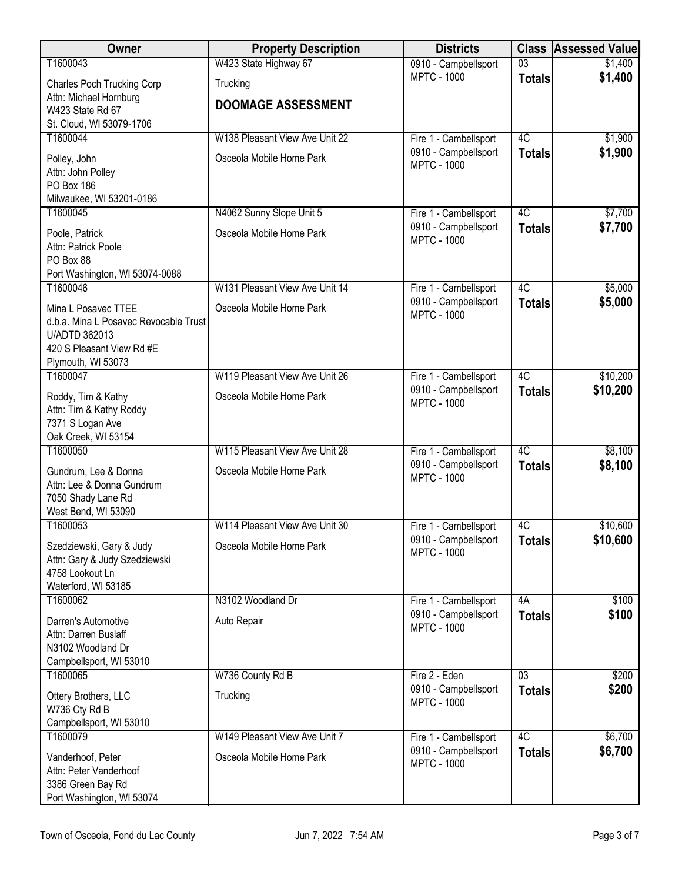| Owner | Property Description | Districts | Class | Assessed Value |
|---|---|---|---|---|
| T1600043<br>Charles Poch Trucking Corp<br>Attn: Michael Hornburg<br>W423 State Rd 67<br>St. Cloud, WI 53079-1706 | W423 State Highway 67<br>Trucking<br>**DOOMAGE ASSESSMENT** | 0910 - Campbellsport<br>MPTC - 1000 | 03<br>**Totals** | $1,400<br>**$1,400** |
| T1600044<br>Polley, John<br>Attn: John Polley<br>PO Box 186<br>Milwaukee, WI 53201-0186 | W138 Pleasant View Ave Unit 22<br>Osceola Mobile Home Park | Fire 1 - Cambellsport<br>0910 - Campbellsport<br>MPTC - 1000 | 4C<br>**Totals** | $1,900<br>**$1,900** |
| T1600045<br>Poole, Patrick<br>Attn: Patrick Poole<br>PO Box 88<br>Port Washington, WI 53074-0088 | N4062 Sunny Slope Unit 5<br>Osceola Mobile Home Park | Fire 1 - Cambellsport<br>0910 - Campbellsport<br>MPTC - 1000 | 4C<br>**Totals** | $7,700<br>**$7,700** |
| T1600046<br>Mina L Posavec TTEE<br>d.b.a. Mina L Posavec Revocable Trust<br>U/ADTD 362013<br>420 S Pleasant View Rd #E<br>Plymouth, WI 53073 | W131 Pleasant View Ave Unit 14<br>Osceola Mobile Home Park | Fire 1 - Cambellsport<br>0910 - Campbellsport<br>MPTC - 1000 | 4C<br>**Totals** | $5,000<br>**$5,000** |
| T1600047<br>Roddy, Tim & Kathy<br>Attn: Tim & Kathy Roddy<br>7371 S Logan Ave<br>Oak Creek, WI 53154 | W119 Pleasant View Ave Unit 26<br>Osceola Mobile Home Park | Fire 1 - Cambellsport<br>0910 - Campbellsport<br>MPTC - 1000 | 4C<br>**Totals** | $10,200<br>**$10,200** |
| T1600050<br>Gundrum, Lee & Donna<br>Attn: Lee & Donna Gundrum<br>7050 Shady Lane Rd<br>West Bend, WI 53090 | W115 Pleasant View Ave Unit 28<br>Osceola Mobile Home Park | Fire 1 - Cambellsport<br>0910 - Campbellsport<br>MPTC - 1000 | 4C<br>**Totals** | $8,100<br>**$8,100** |
| T1600053<br>Szedziewski, Gary & Judy<br>Attn: Gary & Judy Szedziewski<br>4758 Lookout Ln<br>Waterford, WI 53185 | W114 Pleasant View Ave Unit 30<br>Osceola Mobile Home Park | Fire 1 - Cambellsport<br>0910 - Campbellsport<br>MPTC - 1000 | 4C<br>**Totals** | $10,600<br>**$10,600** |
| T1600062<br>Darren's Automotive<br>Attn: Darren Buslaff<br>N3102 Woodland Dr<br>Campbellsport, WI 53010 | N3102 Woodland Dr<br>Auto Repair | Fire 1 - Cambellsport<br>0910 - Campbellsport<br>MPTC - 1000 | 4A<br>**Totals** | $100<br>**$100** |
| T1600065<br>Ottery Brothers, LLC<br>W736 Cty Rd B<br>Campbellsport, WI 53010 | W736 County Rd B<br>Trucking | Fire 2 - Eden<br>0910 - Campbellsport<br>MPTC - 1000 | 03<br>**Totals** | $200<br>**$200** |
| T1600079<br>Vanderhoof, Peter<br>Attn: Peter Vanderhoof<br>3386 Green Bay Rd<br>Port Washington, WI 53074 | W149 Pleasant View Ave Unit 7<br>Osceola Mobile Home Park | Fire 1 - Cambellsport<br>0910 - Campbellsport<br>MPTC - 1000 | 4C<br>**Totals** | $6,700<br>**$6,700** |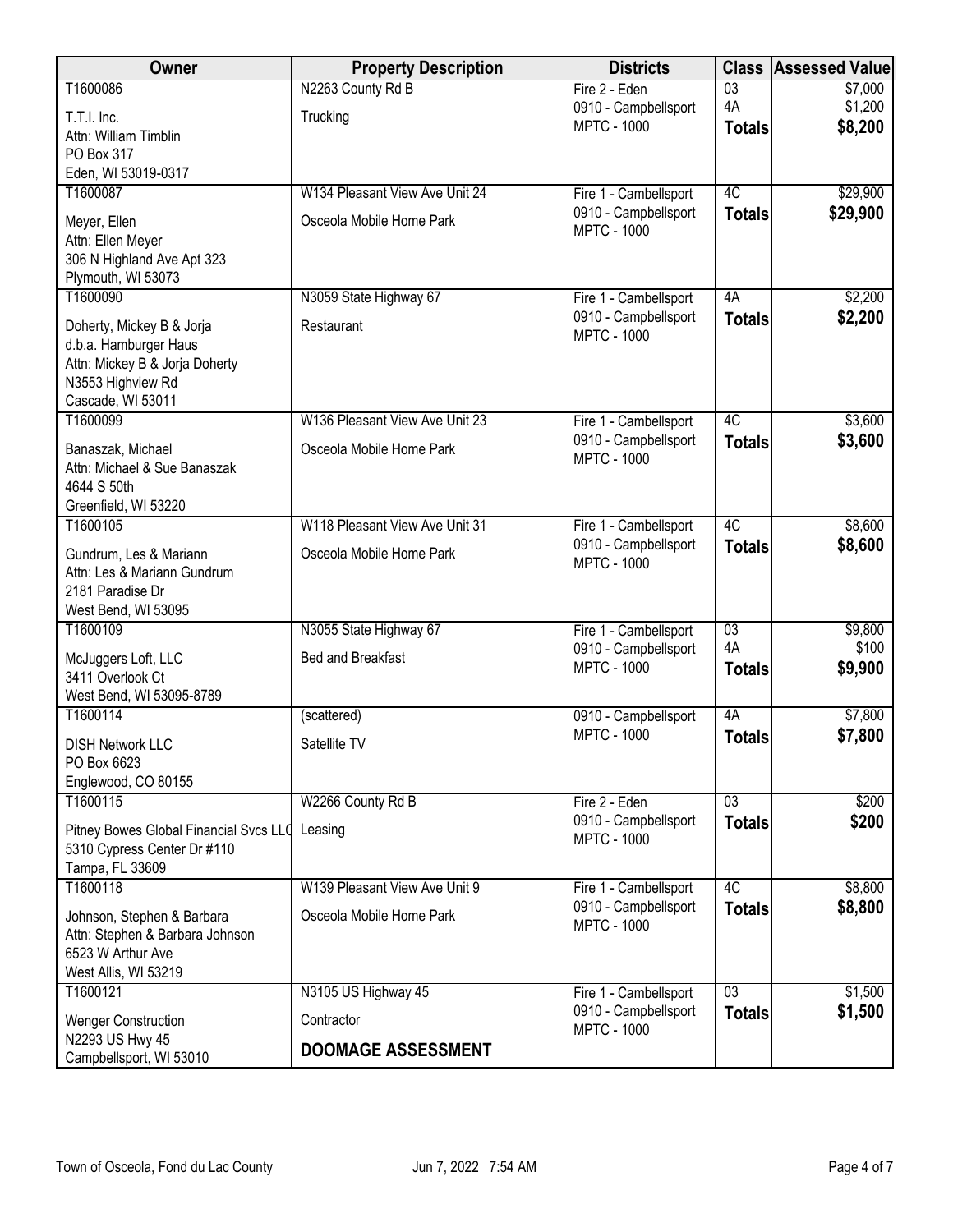| Owner | Property Description | Districts | Class | Assessed Value |
|---|---|---|---|---|
| T1600086<br>T.T.I. Inc.<br>Attn: William Timblin<br>PO Box 317<br>Eden, WI 53019-0317 | N2263 County Rd B<br>Trucking | Fire 2 - Eden<br>0910 - Campbellsport<br>MPTC - 1000 | 03<br>4A<br>**Totals** | $7,000<br>$1,200<br>**$8,200** |
| T1600087<br>Meyer, Ellen<br>Attn: Ellen Meyer<br>306 N Highland Ave Apt 323<br>Plymouth, WI 53073 | W134 Pleasant View Ave Unit 24<br>Osceola Mobile Home Park | Fire 1 - Cambellsport<br>0910 - Campbellsport<br>MPTC - 1000 | 4C<br>**Totals** | $29,900<br>**$29,900** |
| T1600090<br>Doherty, Mickey B & Jorja<br>d.b.a. Hamburger Haus<br>Attn: Mickey B & Jorja Doherty<br>N3553 Highview Rd<br>Cascade, WI 53011 | N3059 State Highway 67<br>Restaurant | Fire 1 - Cambellsport<br>0910 - Campbellsport<br>MPTC - 1000 | 4A<br>**Totals** | $2,200<br>**$2,200** |
| T1600099<br>Banaszak, Michael<br>Attn: Michael & Sue Banaszak<br>4644 S 50th<br>Greenfield, WI 53220 | W136 Pleasant View Ave Unit 23<br>Osceola Mobile Home Park | Fire 1 - Cambellsport<br>0910 - Campbellsport<br>MPTC - 1000 | 4C<br>**Totals** | $3,600<br>**$3,600** |
| T1600105<br>Gundrum, Les & Mariann<br>Attn: Les & Mariann Gundrum<br>2181 Paradise Dr<br>West Bend, WI 53095 | W118 Pleasant View Ave Unit 31<br>Osceola Mobile Home Park | Fire 1 - Cambellsport<br>0910 - Campbellsport<br>MPTC - 1000 | 4C<br>**Totals** | $8,600<br>**$8,600** |
| T1600109<br>McJuggers Loft, LLC<br>3411 Overlook Ct<br>West Bend, WI 53095-8789 | N3055 State Highway 67<br>Bed and Breakfast | Fire 1 - Cambellsport<br>0910 - Campbellsport<br>MPTC - 1000 | 03<br>4A<br>**Totals** | $9,800<br>$100<br>**$9,900** |
| T1600114<br>DISH Network LLC<br>PO Box 6623<br>Englewood, CO 80155 | (scattered)<br>Satellite TV | 0910 - Campbellsport<br>MPTC - 1000 | 4A<br>**Totals** | $7,800<br>**$7,800** |
| T1600115<br>Pitney Bowes Global Financial Svcs LLC<br>5310 Cypress Center Dr #110<br>Tampa, FL 33609 | W2266 County Rd B<br>Leasing | Fire 2 - Eden<br>0910 - Campbellsport<br>MPTC - 1000 | 03<br>**Totals** | $200<br>**$200** |
| T1600118<br>Johnson, Stephen & Barbara<br>Attn: Stephen & Barbara Johnson<br>6523 W Arthur Ave<br>West Allis, WI 53219 | W139 Pleasant View Ave Unit 9<br>Osceola Mobile Home Park | Fire 1 - Cambellsport<br>0910 - Campbellsport<br>MPTC - 1000 | 4C<br>**Totals** | $8,800<br>**$8,800** |
| T1600121<br>Wenger Construction<br>N2293 US Hwy 45<br>Campbellsport, WI 53010 | N3105 US Highway 45<br>Contractor<br>**DOOMAGE ASSESSMENT** | Fire 1 - Cambellsport<br>0910 - Campbellsport<br>MPTC - 1000 | 03<br>**Totals** | $1,500<br>**$1,500** |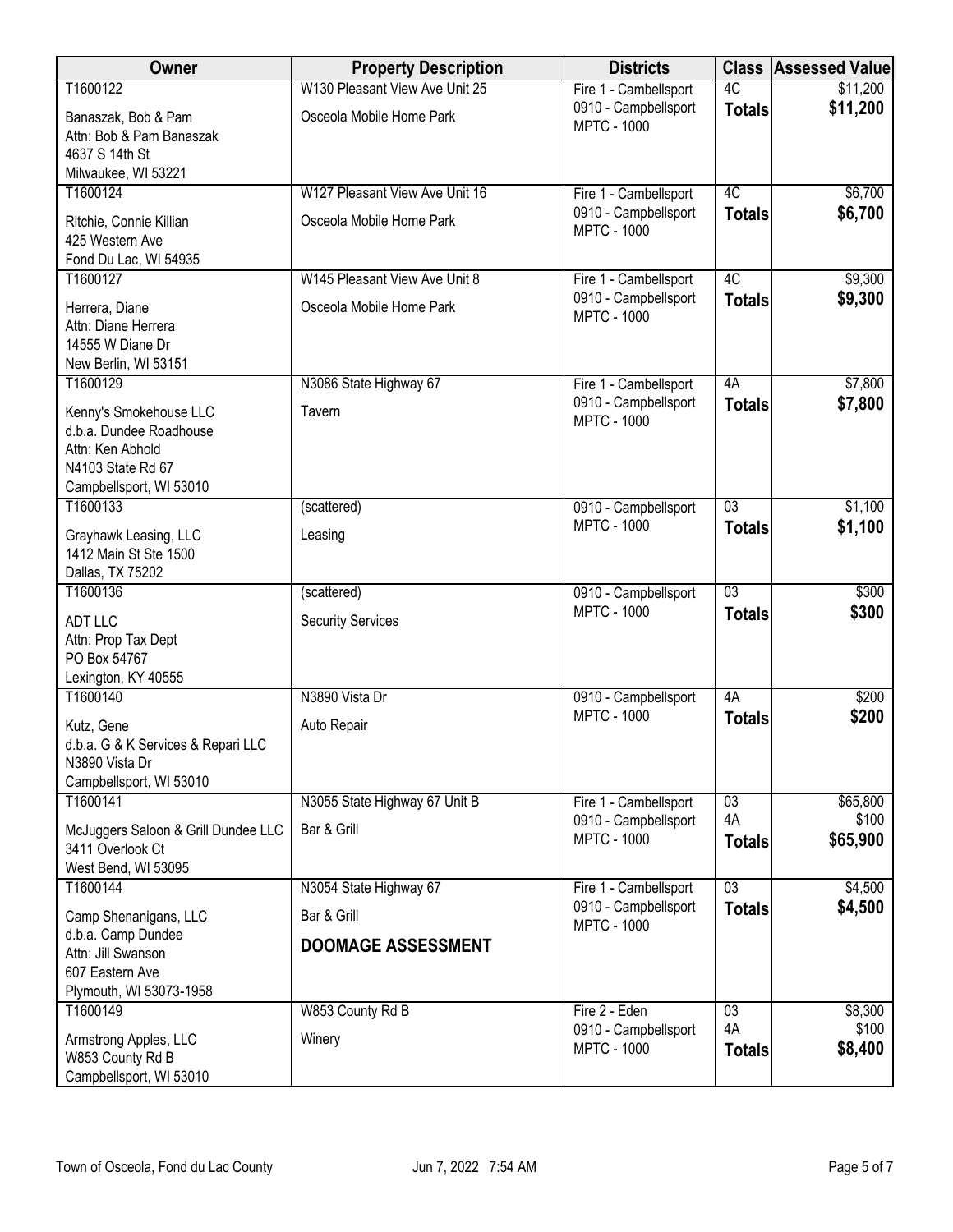| Owner | Property Description | Districts | Class | Assessed Value |
|---|---|---|---|---|
| T1600122<br>Banaszak, Bob & Pam<br>Attn: Bob & Pam Banaszak<br>4637 S 14th St<br>Milwaukee, WI 53221 | W130 Pleasant View Ave Unit 25<br>Osceola Mobile Home Park | Fire 1 - Cambellsport<br>0910 - Campbellsport<br>MPTC - 1000 | 4C<br>**Totals** | $11,200<br>**$11,200** |
| T1600124<br>Ritchie, Connie Killian<br>425 Western Ave<br>Fond Du Lac, WI 54935 | W127 Pleasant View Ave Unit 16<br>Osceola Mobile Home Park | Fire 1 - Cambellsport<br>0910 - Campbellsport<br>MPTC - 1000 | 4C<br>**Totals** | $6,700<br>**$6,700** |
| T1600127<br>Herrera, Diane<br>Attn: Diane Herrera<br>14555 W Diane Dr<br>New Berlin, WI 53151 | W145 Pleasant View Ave Unit 8<br>Osceola Mobile Home Park | Fire 1 - Cambellsport<br>0910 - Campbellsport<br>MPTC - 1000 | 4C<br>**Totals** | $9,300<br>**$9,300** |
| T1600129<br>Kenny's Smokehouse LLC<br>d.b.a. Dundee Roadhouse<br>Attn: Ken Abhold<br>N4103 State Rd 67<br>Campbellsport, WI 53010 | N3086 State Highway 67<br>Tavern | Fire 1 - Cambellsport<br>0910 - Campbellsport<br>MPTC - 1000 | 4A<br>**Totals** | $7,800<br>**$7,800** |
| T1600133<br>Grayhawk Leasing, LLC<br>1412 Main St Ste 1500<br>Dallas, TX 75202 | (scattered)<br>Leasing | 0910 - Campbellsport<br>MPTC - 1000 | 03<br>**Totals** | $1,100<br>**$1,100** |
| T1600136<br>ADT LLC<br>Attn: Prop Tax Dept<br>PO Box 54767<br>Lexington, KY 40555 | (scattered)<br>Security Services | 0910 - Campbellsport<br>MPTC - 1000 | 03<br>**Totals** | $300<br>**$300** |
| T1600140<br>Kutz, Gene<br>d.b.a. G & K Services & Repari LLC<br>N3890 Vista Dr<br>Campbellsport, WI 53010 | N3890 Vista Dr<br>Auto Repair | 0910 - Campbellsport<br>MPTC - 1000 | 4A<br>**Totals** | $200<br>**$200** |
| T1600141<br>McJuggers Saloon & Grill Dundee LLC<br>3411 Overlook Ct<br>West Bend, WI 53095 | N3055 State Highway 67 Unit B<br>Bar & Grill | Fire 1 - Cambellsport<br>0910 - Campbellsport<br>MPTC - 1000 | 03<br>4A<br>**Totals** | $65,800<br>$100<br>**$65,900** |
| T1600144<br>Camp Shenanigans, LLC<br>d.b.a. Camp Dundee<br>Attn: Jill Swanson<br>607 Eastern Ave<br>Plymouth, WI 53073-1958 | N3054 State Highway 67<br>Bar & Grill<br>**DOOMAGE ASSESSMENT** | Fire 1 - Cambellsport<br>0910 - Campbellsport<br>MPTC - 1000 | 03<br>**Totals** | $4,500<br>**$4,500** |
| T1600149<br>Armstrong Apples, LLC<br>W853 County Rd B<br>Campbellsport, WI 53010 | W853 County Rd B<br>Winery | Fire 2 - Eden<br>0910 - Campbellsport<br>MPTC - 1000 | 03<br>4A<br>**Totals** | $8,300<br>$100<br>**$8,400** |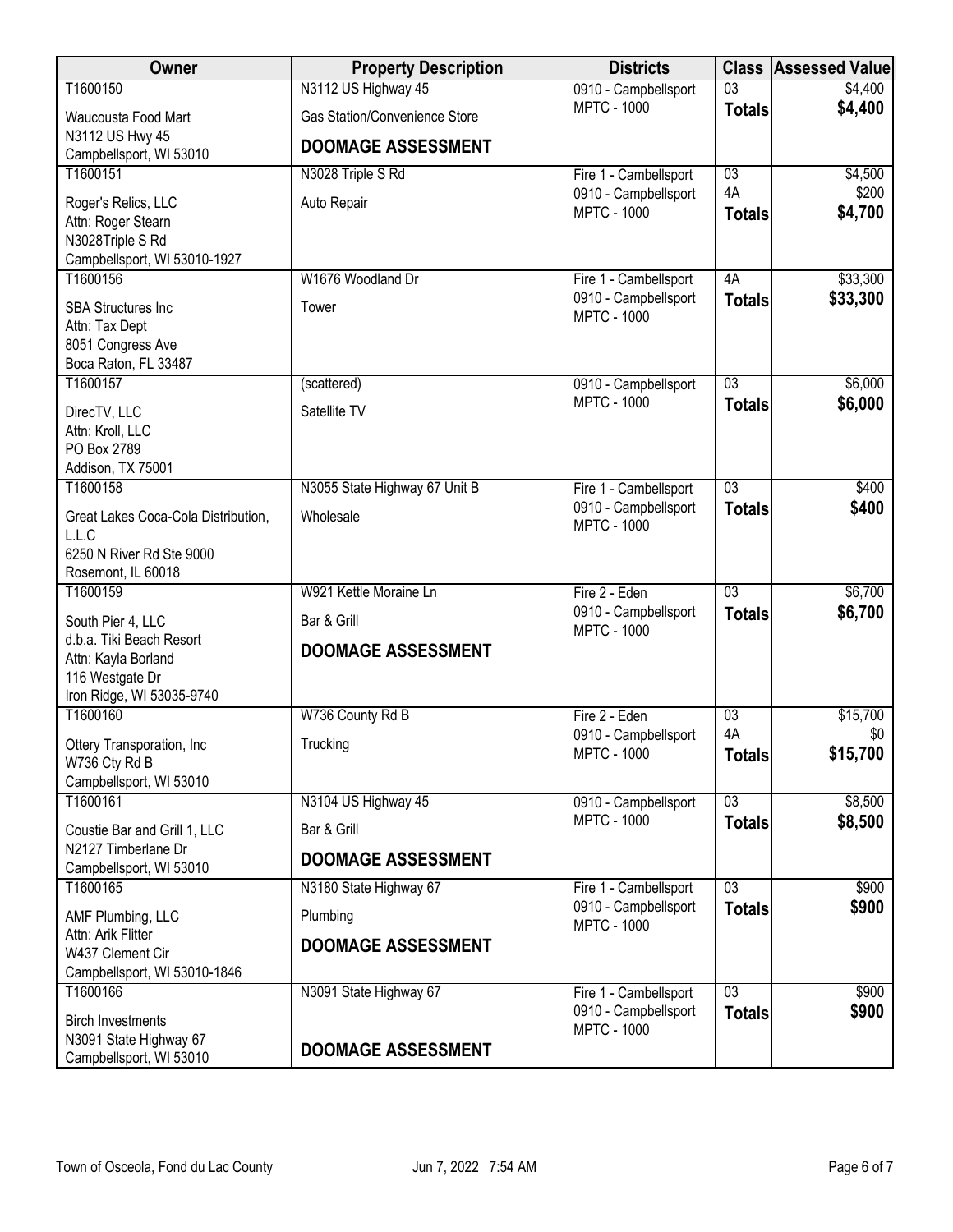| Owner | Property Description | Districts | Class | Assessed Value |
|---|---|---|---|---|
| T1600150<br>Waucousta Food Mart<br>N3112 US Hwy 45<br>Campbellsport, WI 53010 | N3112 US Highway 45<br>Gas Station/Convenience Store<br>**DOOMAGE ASSESSMENT** | 0910 - Campbellsport<br>MPTC - 1000 | 03<br>**Totals** | $4,400<br>**$4,400** |
| T1600151<br>Roger's Relics, LLC<br>Attn: Roger Stearn<br>N3028Triple S Rd<br>Campbellsport, WI 53010-1927 | N3028 Triple S Rd<br>Auto Repair | Fire 1 - Cambellsport<br>0910 - Campbellsport<br>MPTC - 1000 | 03<br>4A<br>**Totals** | $4,500<br>$200<br>**$4,700** |
| T1600156<br>SBA Structures Inc<br>Attn: Tax Dept<br>8051 Congress Ave<br>Boca Raton, FL 33487 | W1676 Woodland Dr<br>Tower | Fire 1 - Cambellsport<br>0910 - Campbellsport<br>MPTC - 1000 | 4A<br>**Totals** | $33,300<br>**$33,300** |
| T1600157<br>DirecTV, LLC<br>Attn: Kroll, LLC<br>PO Box 2789<br>Addison, TX 75001 | (scattered)<br>Satellite TV | 0910 - Campbellsport<br>MPTC - 1000 | 03<br>**Totals** | $6,000<br>**$6,000** |
| T1600158<br>Great Lakes Coca-Cola Distribution, L.L.C<br>6250 N River Rd Ste 9000<br>Rosemont, IL 60018 | N3055 State Highway 67 Unit B<br>Wholesale | Fire 1 - Cambellsport<br>0910 - Campbellsport<br>MPTC - 1000 | 03<br>**Totals** | $400<br>**$400** |
| T1600159<br>South Pier 4, LLC<br>d.b.a. Tiki Beach Resort<br>Attn: Kayla Borland<br>116 Westgate Dr<br>Iron Ridge, WI 53035-9740 | W921 Kettle Moraine Ln<br>Bar & Grill<br>**DOOMAGE ASSESSMENT** | Fire 2 - Eden<br>0910 - Campbellsport<br>MPTC - 1000 | 03<br>**Totals** | $6,700<br>**$6,700** |
| T1600160<br>Ottery Transporation, Inc<br>W736 Cty Rd B<br>Campbellsport, WI 53010 | W736 County Rd B<br>Trucking | Fire 2 - Eden<br>0910 - Campbellsport<br>MPTC - 1000 | 03<br>4A<br>**Totals** | $15,700<br>$0<br>**$15,700** |
| T1600161<br>Coustie Bar and Grill 1, LLC<br>N2127 Timberlane Dr<br>Campbellsport, WI 53010 | N3104 US Highway 45<br>Bar & Grill<br>**DOOMAGE ASSESSMENT** | 0910 - Campbellsport<br>MPTC - 1000 | 03<br>**Totals** | $8,500<br>**$8,500** |
| T1600165<br>AMF Plumbing, LLC<br>Attn: Arik Flitter<br>W437 Clement Cir<br>Campbellsport, WI 53010-1846 | N3180 State Highway 67<br>Plumbing<br>**DOOMAGE ASSESSMENT** | Fire 1 - Cambellsport<br>0910 - Campbellsport<br>MPTC - 1000 | 03<br>**Totals** | $900<br>**$900** |
| T1600166<br>Birch Investments<br>N3091 State Highway 67<br>Campbellsport, WI 53010 | N3091 State Highway 67<br>**DOOMAGE ASSESSMENT** | Fire 1 - Cambellsport<br>0910 - Campbellsport<br>MPTC - 1000 | 03<br>**Totals** | $900<br>**$900** |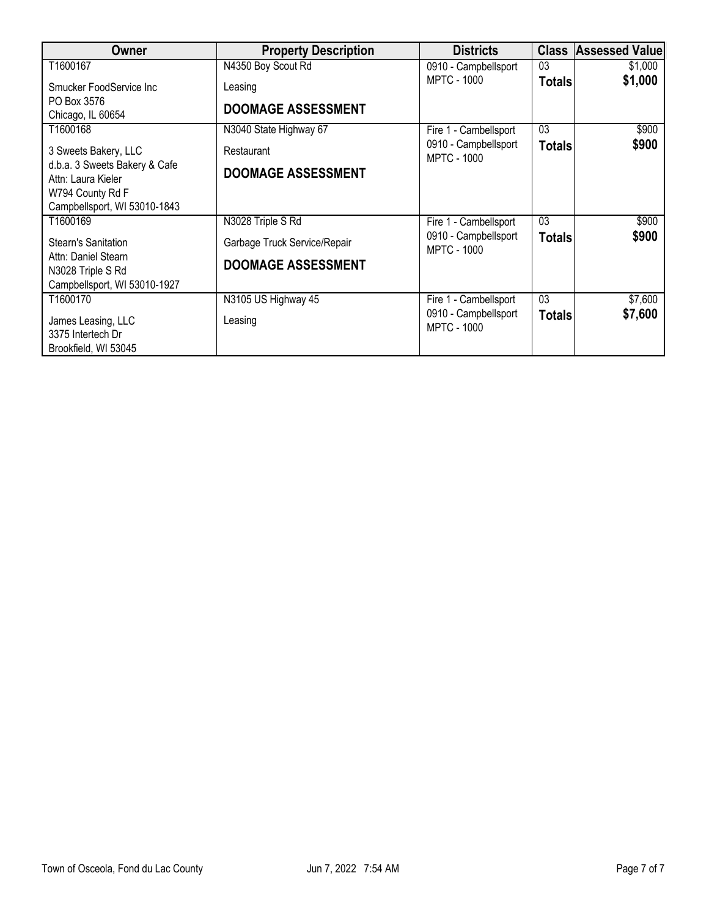| Owner | Property Description | Districts | Class | Assessed Value |
|---|---|---|---|---|
| T1600167<br>Smucker FoodService Inc<br>PO Box 3576<br>Chicago, IL 60654 | N4350 Boy Scout Rd<br>Leasing<br>**DOOMAGE ASSESSMENT** | 0910 - Campbellsport<br>MPTC - 1000 | 03<br>**Totals** | \$1,000<br>**\$1,000** |
| T1600168<br>3 Sweets Bakery, LLC<br>d.b.a. 3 Sweets Bakery & Cafe<br>Attn: Laura Kieler<br>W794 County Rd F<br>Campbellsport, WI 53010-1843 | N3040 State Highway 67<br>Restaurant<br>**DOOMAGE ASSESSMENT** | Fire 1 - Cambellsport<br>0910 - Campbellsport<br>MPTC - 1000 | 03<br>**Totals** | \$900<br>**\$900** |
| T1600169<br>Stearn's Sanitation<br>Attn: Daniel Stearn<br>N3028 Triple S Rd<br>Campbellsport, WI 53010-1927 | N3028 Triple S Rd<br>Garbage Truck Service/Repair<br>**DOOMAGE ASSESSMENT** | Fire 1 - Cambellsport<br>0910 - Campbellsport<br>MPTC - 1000 | 03<br>**Totals** | \$900<br>**\$900** |
| T1600170<br>James Leasing, LLC<br>3375 Intertech Dr<br>Brookfield, WI 53045 | N3105 US Highway 45<br>Leasing | Fire 1 - Cambellsport<br>0910 - Campbellsport<br>MPTC - 1000 | 03<br>**Totals** | \$7,600<br>**\$7,600** |